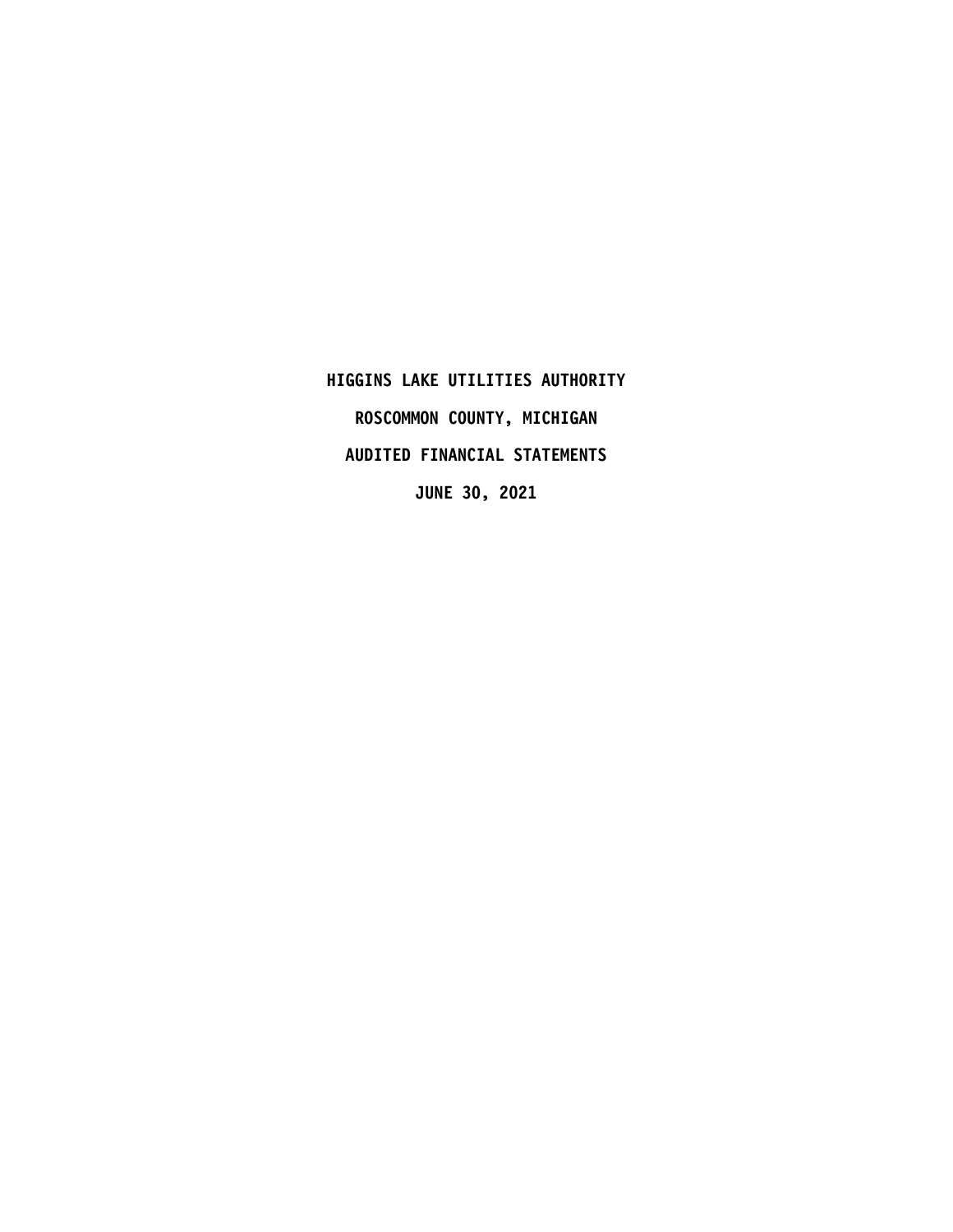# HIGGINS LAKE UTILITIES AUTHORITY

## ROSCOMMON COUNTY, MICHIGAN

## AUDITED FINANCIAL STATEMENTS

## JUNE 30, 2021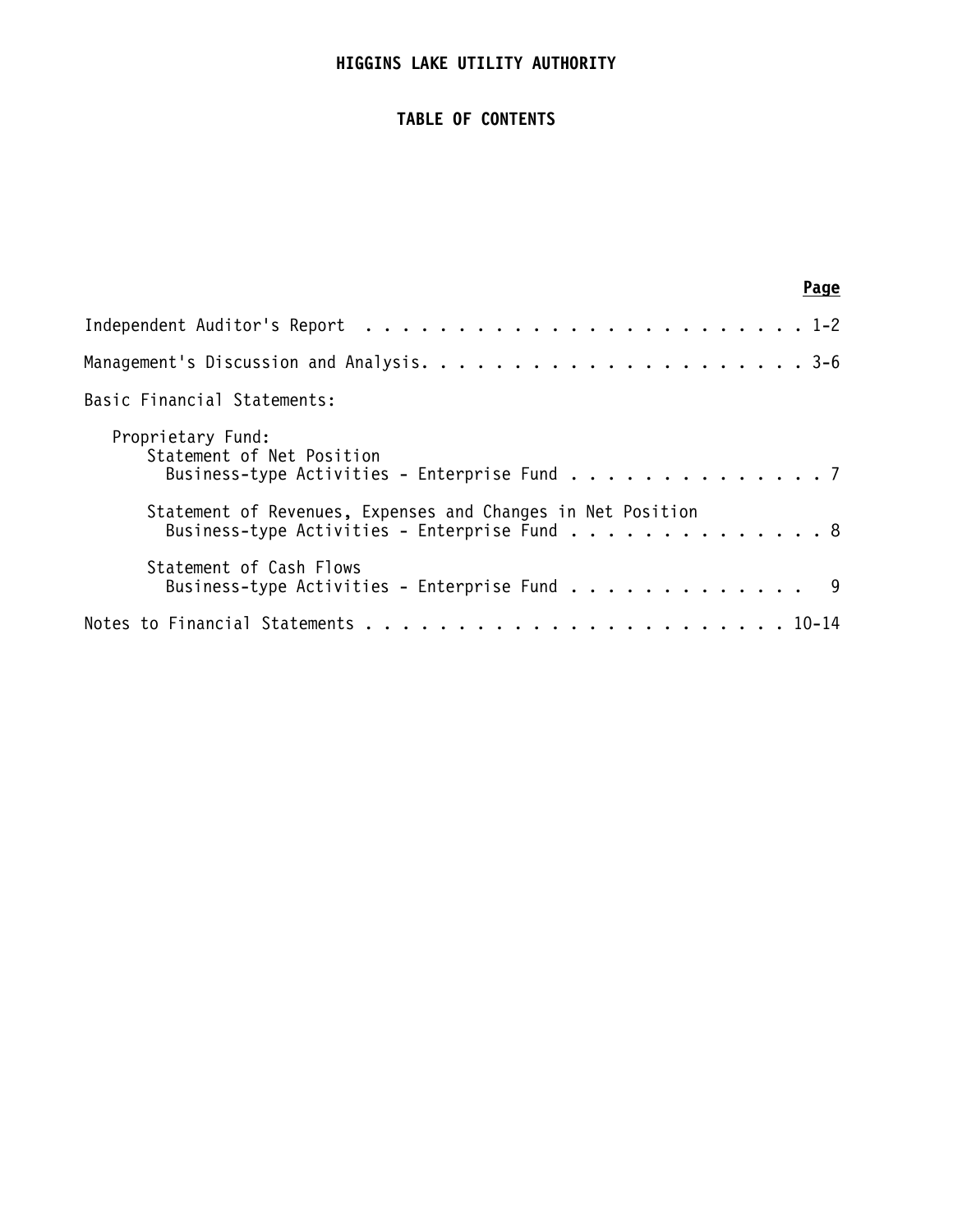# HIGGINS LAKE UTILITY AUTHORITY

## TABLE OF CONTENTS

| | Page |
|---|---|
| Independent Auditor's Report | 1-2 |
| Management's Discussion and Analysis | 3-6 |
| Basic Financial Statements: | |
| Proprietary Fund: | |
| Statement of Net Position<br>Business-type Activities - Enterprise Fund | 7 |
| Statement of Revenues, Expenses and Changes in Net Position<br>Business-type Activities - Enterprise Fund | 8 |
| Statement of Cash Flows<br>Business-type Activities - Enterprise Fund | 9 |
| Notes to Financial Statements | 10-14 |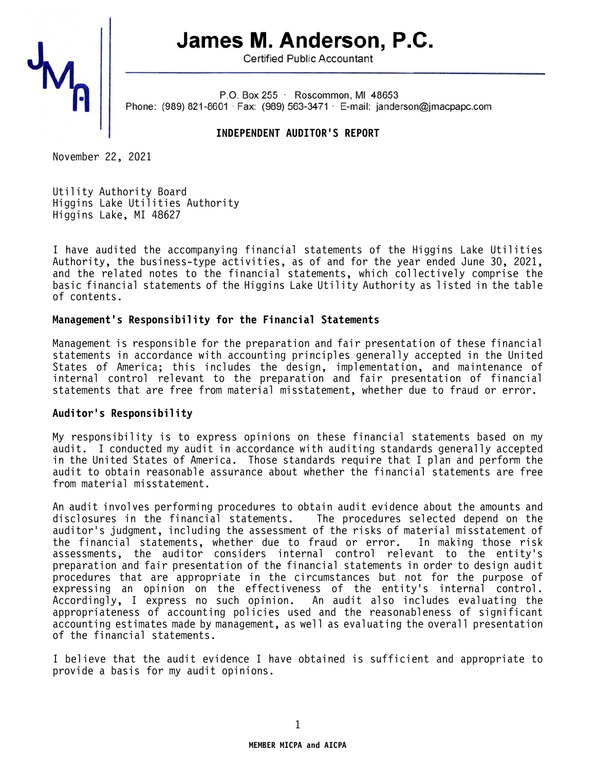# James M. Anderson, P.C.

Certified Public Accountant

P.O. Box 255 · Roscommon, MI 48653
Phone: (989) 821-8601 · Fax: (989) 563-3471 · E-mail: janderson@jmacpapc.com

## INDEPENDENT AUDITOR'S REPORT

November 22, 2021

Utility Authority Board
Higgins Lake Utilities Authority
Higgins Lake, MI 48627

I have audited the accompanying financial statements of the Higgins Lake Utilities Authority, the business-type activities, as of and for the year ended June 30, 2021, and the related notes to the financial statements, which collectively comprise the basic financial statements of the Higgins Lake Utility Authority as listed in the table of contents.

**Management's Responsibility for the Financial Statements**

Management is responsible for the preparation and fair presentation of these financial statements in accordance with accounting principles generally accepted in the United States of America; this includes the design, implementation, and maintenance of internal control relevant to the preparation and fair presentation of financial statements that are free from material misstatement, whether due to fraud or error.

**Auditor's Responsibility**

My responsibility is to express opinions on these financial statements based on my audit. I conducted my audit in accordance with auditing standards generally accepted in the United States of America. Those standards require that I plan and perform the audit to obtain reasonable assurance about whether the financial statements are free from material misstatement.

An audit involves performing procedures to obtain audit evidence about the amounts and disclosures in the financial statements. The procedures selected depend on the auditor's judgment, including the assessment of the risks of material misstatement of the financial statements, whether due to fraud or error. In making those risk assessments, the auditor considers internal control relevant to the entity's preparation and fair presentation of the financial statements in order to design audit procedures that are appropriate in the circumstances but not for the purpose of expressing an opinion on the effectiveness of the entity's internal control. Accordingly, I express no such opinion. An audit also includes evaluating the appropriateness of accounting policies used and the reasonableness of significant accounting estimates made by management, as well as evaluating the overall presentation of the financial statements.

I believe that the audit evidence I have obtained is sufficient and appropriate to provide a basis for my audit opinions.

MEMBER MICPA and AICPA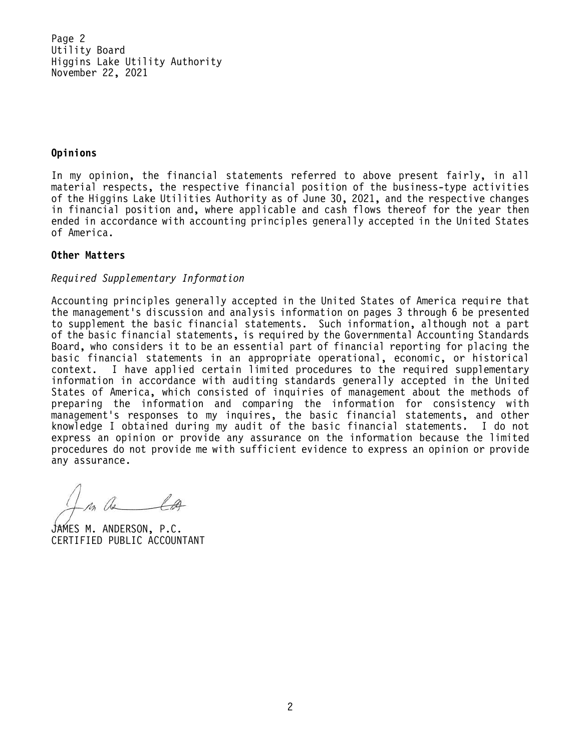Utility Board
Higgins Lake Utility Authority
November 22, 2021

**Opinions**

In my opinion, the financial statements referred to above present fairly, in all material respects, the respective financial position of the business-type activities of the Higgins Lake Utilities Authority as of June 30, 2021, and the respective changes in financial position and, where applicable and cash flows thereof for the year then ended in accordance with accounting principles generally accepted in the United States of America.

**Other Matters**

*Required Supplementary Information*

Accounting principles generally accepted in the United States of America require that the management's discussion and analysis information on pages 3 through 6 be presented to supplement the basic financial statements. Such information, although not a part of the basic financial statements, is required by the Governmental Accounting Standards Board, who considers it to be an essential part of financial reporting for placing the basic financial statements in an appropriate operational, economic, or historical context. I have applied certain limited procedures to the required supplementary information in accordance with auditing standards generally accepted in the United States of America, which consisted of inquiries of management about the methods of preparing the information and comparing the information for consistency with management's responses to my inquires, the basic financial statements, and other knowledge I obtained during my audit of the basic financial statements. I do not express an opinion or provide any assurance on the information because the limited procedures do not provide me with sufficient evidence to express an opinion or provide any assurance.

JAMES M. ANDERSON, P.C.
CERTIFIED PUBLIC ACCOUNTANT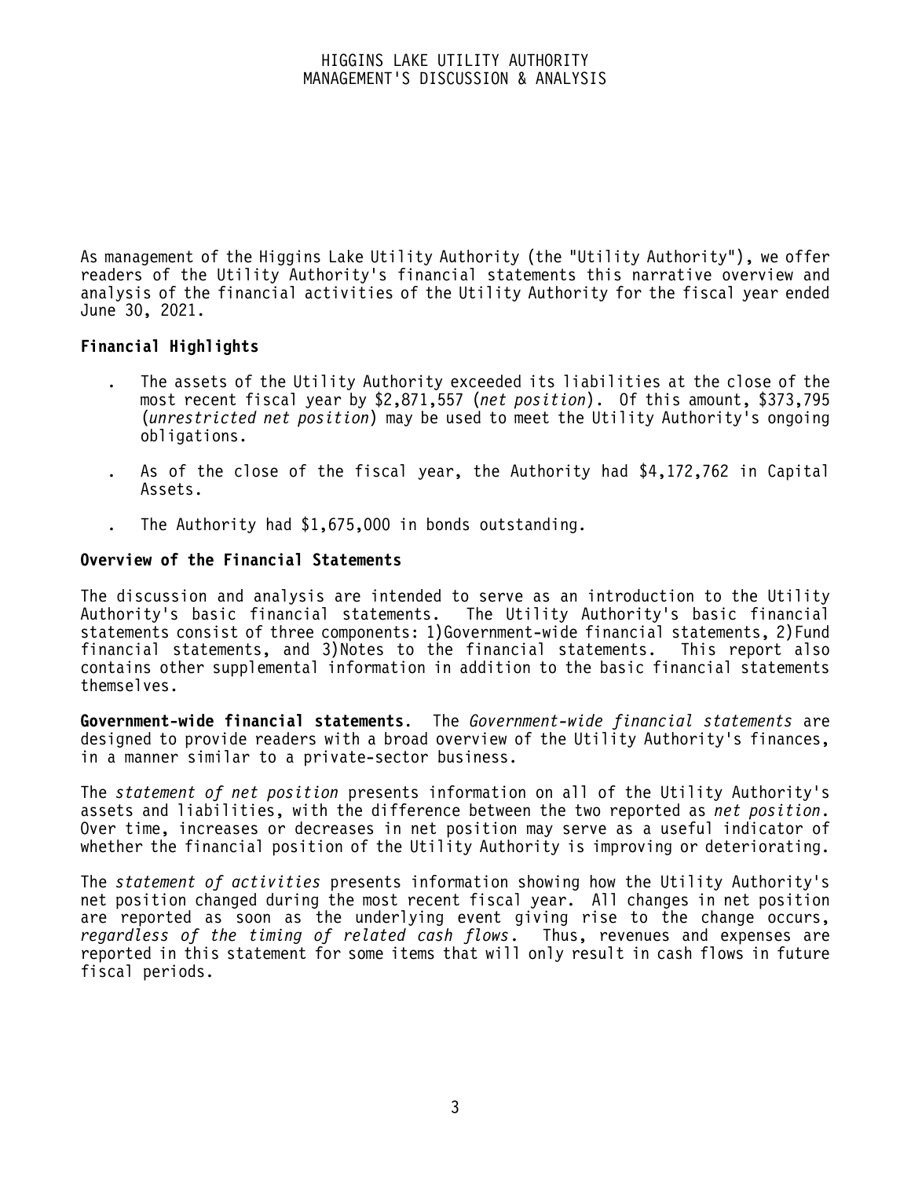As management of the Higgins Lake Utility Authority (the "Utility Authority"), we offer readers of the Utility Authority's financial statements this narrative overview and analysis of the financial activities of the Utility Authority for the fiscal year ended June 30, 2021.

## Financial Highlights

- The assets of the Utility Authority exceeded its liabilities at the close of the most recent fiscal year by $2,871,557 (*net position*). Of this amount, $373,795 (*unrestricted net position*) may be used to meet the Utility Authority's ongoing obligations.
- As of the close of the fiscal year, the Authority had $4,172,762 in Capital Assets.
- The Authority had $1,675,000 in bonds outstanding.

## Overview of the Financial Statements

The discussion and analysis are intended to serve as an introduction to the Utility Authority's basic financial statements. The Utility Authority's basic financial statements consist of three components: 1)Government-wide financial statements, 2)Fund financial statements, and 3)Notes to the financial statements. This report also contains other supplemental information in addition to the basic financial statements themselves.

**Government-wide financial statements.** The *Government-wide financial statements* are designed to provide readers with a broad overview of the Utility Authority's finances, in a manner similar to a private-sector business.

The *statement of net position* presents information on all of the Utility Authority's assets and liabilities, with the difference between the two reported as *net position*. Over time, increases or decreases in net position may serve as a useful indicator of whether the financial position of the Utility Authority is improving or deteriorating.

The *statement of activities* presents information showing how the Utility Authority's net position changed during the most recent fiscal year. All changes in net position are reported as soon as the underlying event giving rise to the change occurs, *regardless of the timing of related cash flows*. Thus, revenues and expenses are reported in this statement for some items that will only result in cash flows in future fiscal periods.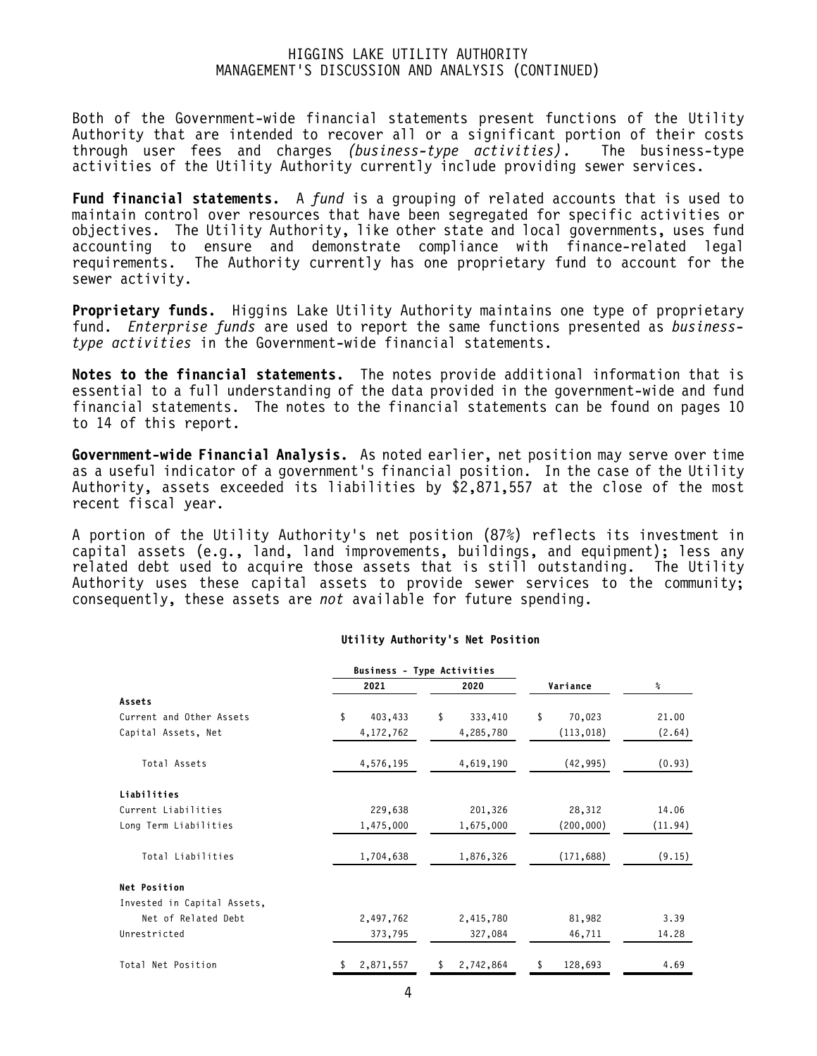Both of the Government-wide financial statements present functions of the Utility Authority that are intended to recover all or a significant portion of their costs through user fees and charges *(business-type activities)*. The business-type activities of the Utility Authority currently include providing sewer services.

**Fund financial statements.** A *fund* is a grouping of related accounts that is used to maintain control over resources that have been segregated for specific activities or objectives. The Utility Authority, like other state and local governments, uses fund accounting to ensure and demonstrate compliance with finance-related legal requirements. The Authority currently has one proprietary fund to account for the sewer activity.

**Proprietary funds.** Higgins Lake Utility Authority maintains one type of proprietary fund. *Enterprise funds* are used to report the same functions presented as *business-type activities* in the Government-wide financial statements.

**Notes to the financial statements.** The notes provide additional information that is essential to a full understanding of the data provided in the government-wide and fund financial statements. The notes to the financial statements can be found on pages 10 to 14 of this report.

**Government-wide Financial Analysis.** As noted earlier, net position may serve over time as a useful indicator of a government's financial position. In the case of the Utility Authority, assets exceeded its liabilities by $2,871,557 at the close of the most recent fiscal year.

A portion of the Utility Authority's net position (87%) reflects its investment in capital assets (e.g., land, land improvements, buildings, and equipment); less any related debt used to acquire those assets that is still outstanding. The Utility Authority uses these capital assets to provide sewer services to the community; consequently, these assets are *not* available for future spending.

**Utility Authority's Net Position**

| | Business - Type Activities | | | |
|---|---|---|---|---|
| | 2021 | 2020 | Variance | % |
| **Assets** | | | | |
| Current and Other Assets | $ 403,433 | $ 333,410 | $ 70,023 | 21.00 |
| Capital Assets, Net | 4,172,762 | 4,285,780 | (113,018) | (2.64) |
| Total Assets | 4,576,195 | 4,619,190 | (42,995) | (0.93) |
| **Liabilities** | | | | |
| Current Liabilities | 229,638 | 201,326 | 28,312 | 14.06 |
| Long Term Liabilities | 1,475,000 | 1,675,000 | (200,000) | (11.94) |
| Total Liabilities | 1,704,638 | 1,876,326 | (171,688) | (9.15) |
| **Net Position** | | | | |
| Invested in Capital Assets, Net of Related Debt | 2,497,762 | 2,415,780 | 81,982 | 3.39 |
| Unrestricted | 373,795 | 327,084 | 46,711 | 14.28 |
| Total Net Position | $ 2,871,557 | $ 2,742,864 | $ 128,693 | 4.69 |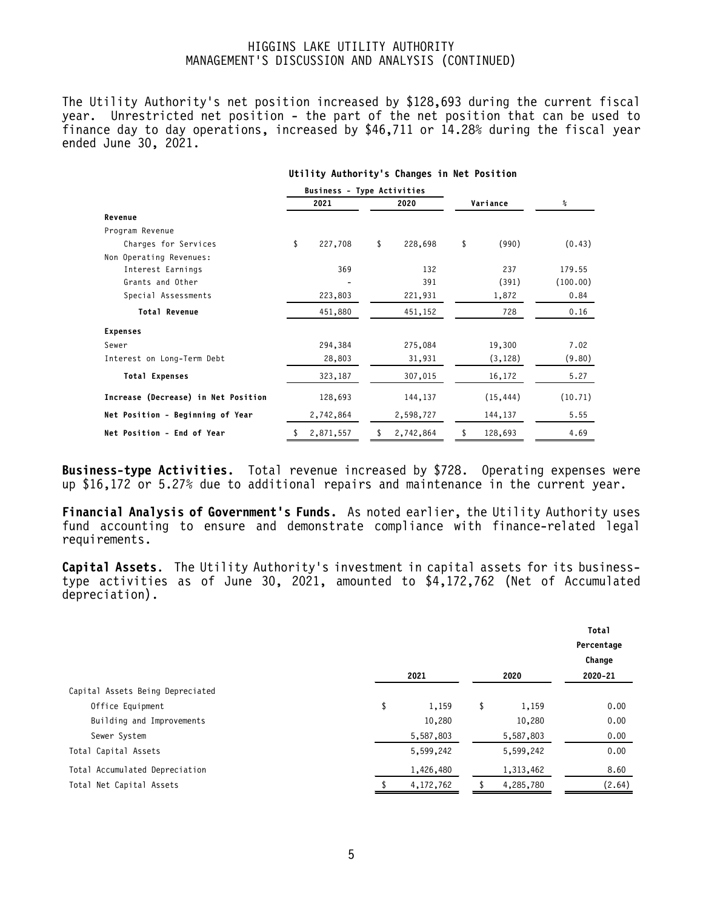The Utility Authority's net position increased by $128,693 during the current fiscal year. Unrestricted net position - the part of the net position that can be used to finance day to day operations, increased by $46,711 or 14.28% during the fiscal year ended June 30, 2021.

**Utility Authority's Changes in Net Position**

| | Business - Type Activities | | | |
|---|---|---|---|---|
| | 2021 | 2020 | Variance | % |
| **Revenue** | | | | |
| Program Revenue | | | | |
| Charges for Services | $ 227,708 | $ 228,698 | $ (990) | (0.43) |
| Non Operating Revenues: | | | | |
| Interest Earnings | 369 | 132 | 237 | 179.55 |
| Grants and Other | - | 391 | (391) | (100.00) |
| Special Assessments | 223,803 | 221,931 | 1,872 | 0.84 |
| **Total Revenue** | 451,880 | 451,152 | 728 | 0.16 |
| **Expenses** | | | | |
| Sewer | 294,384 | 275,084 | 19,300 | 7.02 |
| Interest on Long-Term Debt | 28,803 | 31,931 | (3,128) | (9.80) |
| **Total Expenses** | 323,187 | 307,015 | 16,172 | 5.27 |
| **Increase (Decrease) in Net Position** | 128,693 | 144,137 | (15,444) | (10.71) |
| **Net Position - Beginning of Year** | 2,742,864 | 2,598,727 | 144,137 | 5.55 |
| **Net Position - End of Year** | $ 2,871,557 | $ 2,742,864 | $ 128,693 | 4.69 |

**Business-type Activities.** Total revenue increased by $728. Operating expenses were up $16,172 or 5.27% due to additional repairs and maintenance in the current year.

**Financial Analysis of Government's Funds.** As noted earlier, the Utility Authority uses fund accounting to ensure and demonstrate compliance with finance-related legal requirements.

**Capital Assets.** The Utility Authority's investment in capital assets for its business-type activities as of June 30, 2021, amounted to $4,172,762 (Net of Accumulated depreciation).

| | 2021 | 2020 | Total Percentage Change 2020-21 |
|---|---|---|---|
| Capital Assets Being Depreciated | | | |
| Office Equipment | $ 1,159 | $ 1,159 | 0.00 |
| Building and Improvements | 10,280 | 10,280 | 0.00 |
| Sewer System | 5,587,803 | 5,587,803 | 0.00 |
| Total Capital Assets | 5,599,242 | 5,599,242 | 0.00 |
| Total Accumulated Depreciation | 1,426,480 | 1,313,462 | 8.60 |
| Total Net Capital Assets | $ 4,172,762 | $ 4,285,780 | (2.64) |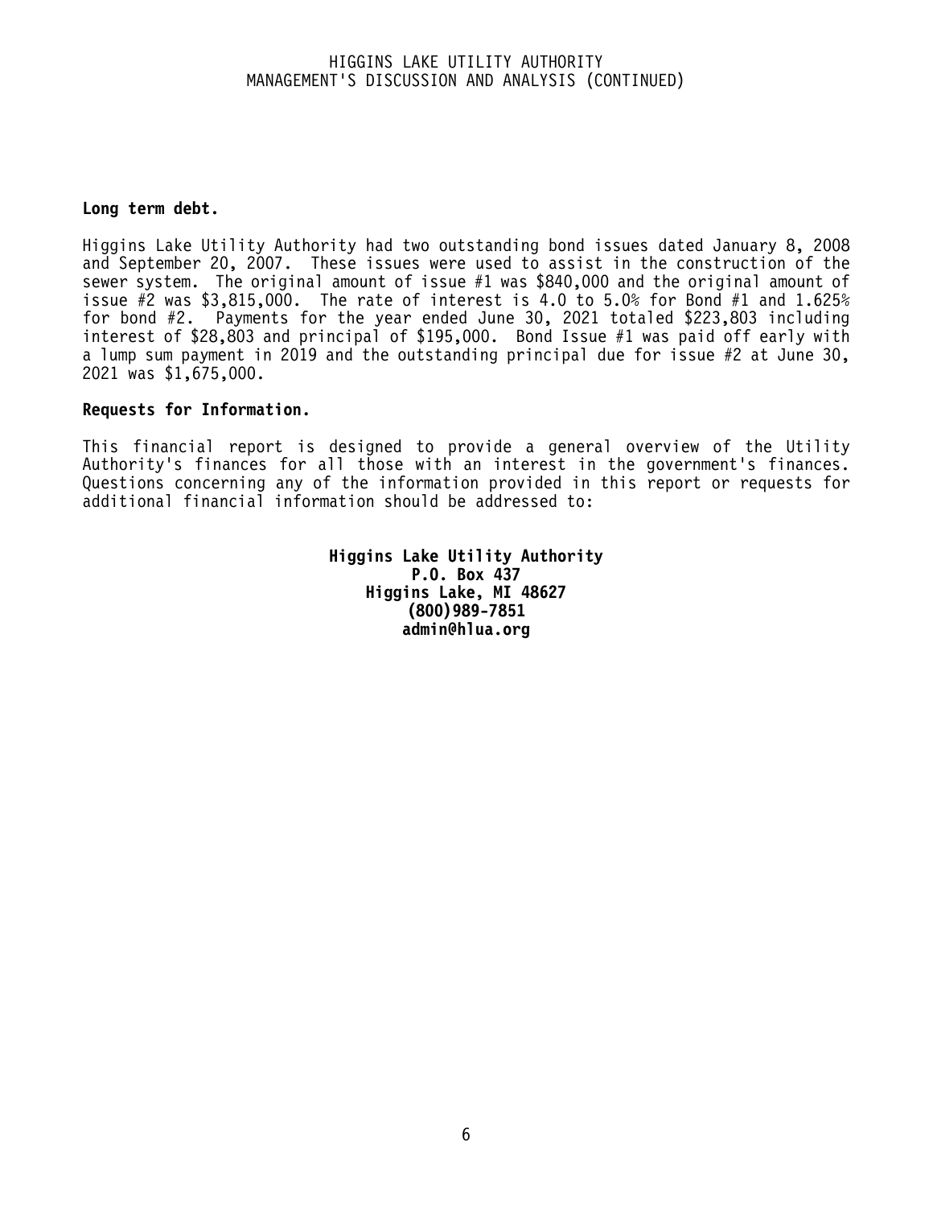**Long term debt.**

Higgins Lake Utility Authority had two outstanding bond issues dated January 8, 2008 and September 20, 2007. These issues were used to assist in the construction of the sewer system. The original amount of issue #1 was $840,000 and the original amount of issue #2 was $3,815,000. The rate of interest is 4.0 to 5.0% for Bond #1 and 1.625% for bond #2. Payments for the year ended June 30, 2021 totaled $223,803 including interest of $28,803 and principal of $195,000. Bond Issue #1 was paid off early with a lump sum payment in 2019 and the outstanding principal due for issue #2 at June 30, 2021 was $1,675,000.

**Requests for Information.**

This financial report is designed to provide a general overview of the Utility Authority's finances for all those with an interest in the government's finances. Questions concerning any of the information provided in this report or requests for additional financial information should be addressed to:

**Higgins Lake Utility Authority**
**P.O. Box 437**
**Higgins Lake, MI 48627**
**(800)989-7851**
**admin@hlua.org**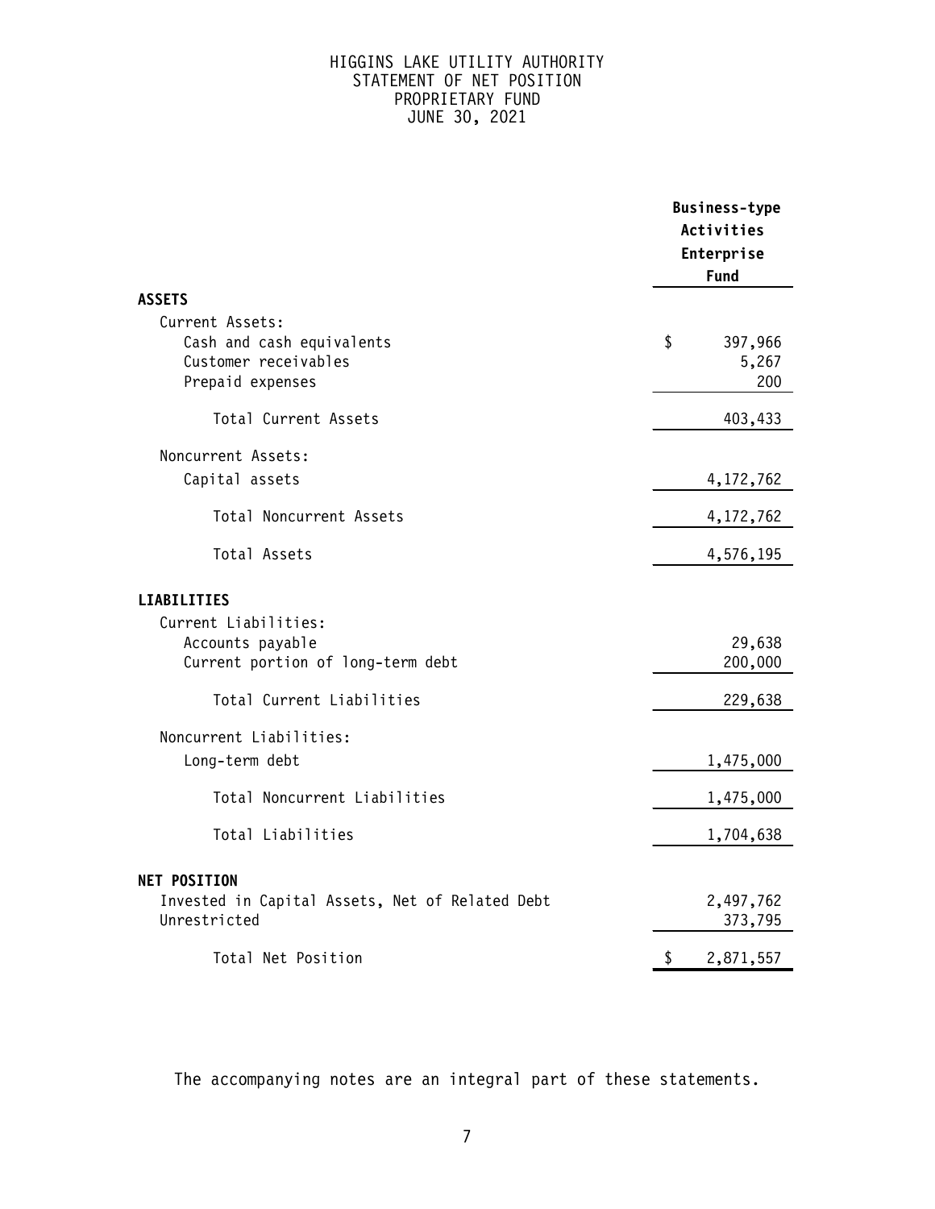# HIGGINS LAKE UTILITY AUTHORITY
## STATEMENT OF NET POSITION
## PROPRIETARY FUND
## JUNE 30, 2021

| | Business-type Activities Enterprise Fund |
|---|---|
| **ASSETS** | |
| Current Assets: | |
| Cash and cash equivalents | $ 397,966 |
| Customer receivables | 5,267 |
| Prepaid expenses | 200 |
| Total Current Assets | 403,433 |
| Noncurrent Assets: | |
| Capital assets | 4,172,762 |
| Total Noncurrent Assets | 4,172,762 |
| Total Assets | 4,576,195 |
| **LIABILITIES** | |
| Current Liabilities: | |
| Accounts payable | 29,638 |
| Current portion of long-term debt | 200,000 |
| Total Current Liabilities | 229,638 |
| Noncurrent Liabilities: | |
| Long-term debt | 1,475,000 |
| Total Noncurrent Liabilities | 1,475,000 |
| Total Liabilities | 1,704,638 |
| **NET POSITION** | |
| Invested in Capital Assets, Net of Related Debt | 2,497,762 |
| Unrestricted | 373,795 |
| Total Net Position | $ 2,871,557 |

The accompanying notes are an integral part of these statements.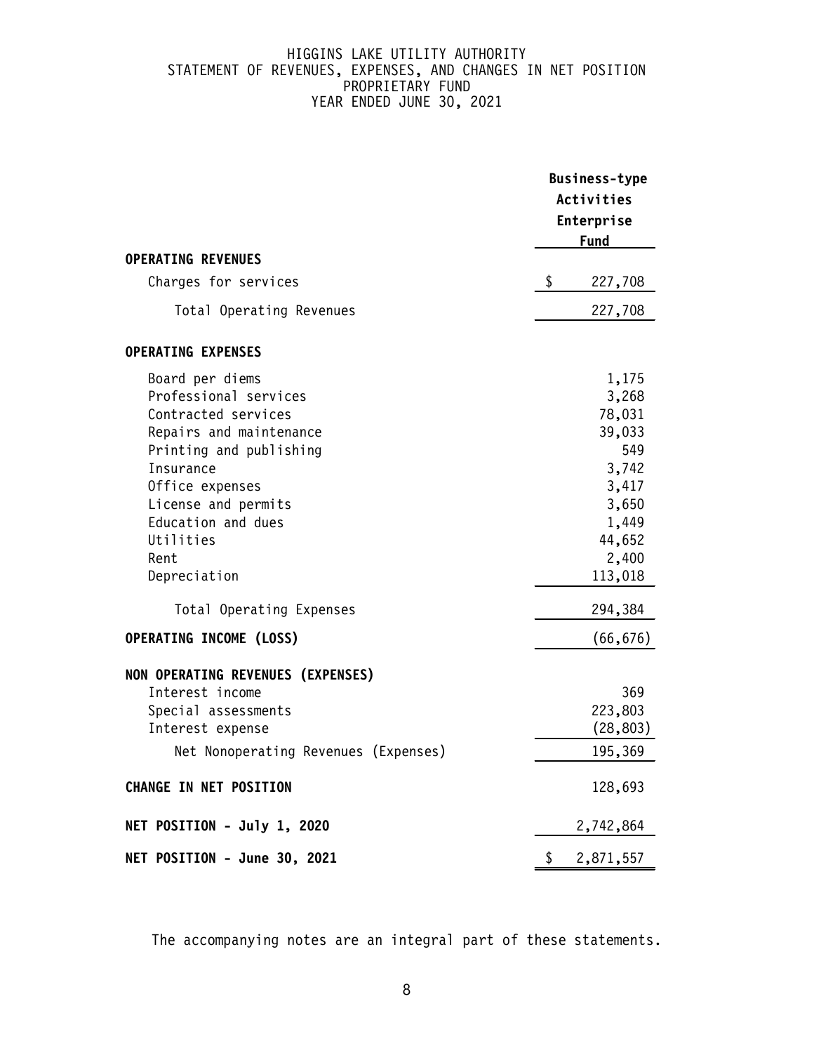# HIGGINS LAKE UTILITY AUTHORITY
## STATEMENT OF REVENUES, EXPENSES, AND CHANGES IN NET POSITION
## PROPRIETARY FUND
## YEAR ENDED JUNE 30, 2021

| | Business-type Activities Enterprise Fund |
|---|---|
| **OPERATING REVENUES** | |
| Charges for services | $ 227,708 |
| Total Operating Revenues | 227,708 |
| **OPERATING EXPENSES** | |
| Board per diems | 1,175 |
| Professional services | 3,268 |
| Contracted services | 78,031 |
| Repairs and maintenance | 39,033 |
| Printing and publishing | 549 |
| Insurance | 3,742 |
| Office expenses | 3,417 |
| License and permits | 3,650 |
| Education and dues | 1,449 |
| Utilities | 44,652 |
| Rent | 2,400 |
| Depreciation | 113,018 |
| Total Operating Expenses | 294,384 |
| **OPERATING INCOME (LOSS)** | (66,676) |
| **NON OPERATING REVENUES (EXPENSES)** | |
| Interest income | 369 |
| Special assessments | 223,803 |
| Interest expense | (28,803) |
| Net Nonoperating Revenues (Expenses) | 195,369 |
| **CHANGE IN NET POSITION** | 128,693 |
| **NET POSITION - July 1, 2020** | 2,742,864 |
| **NET POSITION - June 30, 2021** | $ 2,871,557 |

The accompanying notes are an integral part of these statements.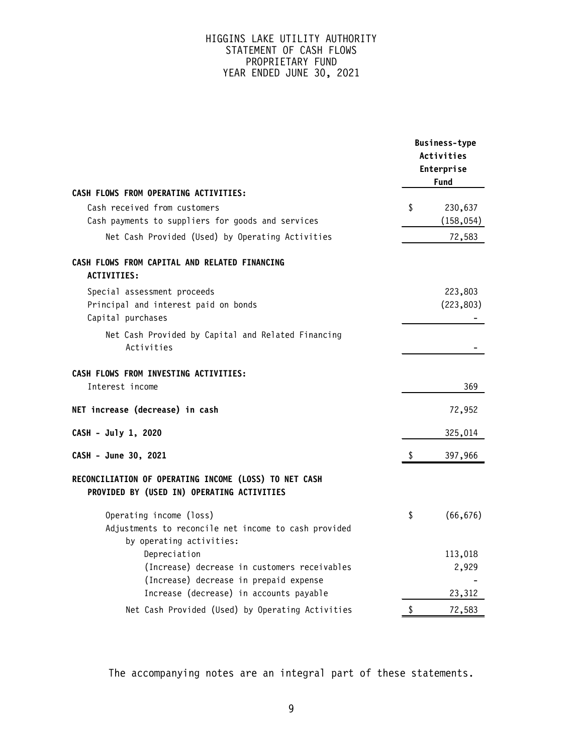# HIGGINS LAKE UTILITY AUTHORITY
## STATEMENT OF CASH FLOWS
## PROPRIETARY FUND
## YEAR ENDED JUNE 30, 2021

| | Business-type Activities Enterprise Fund |
|---|---|
| **CASH FLOWS FROM OPERATING ACTIVITIES:** | |
| Cash received from customers | $ 230,637 |
| Cash payments to suppliers for goods and services | (158,054) |
| Net Cash Provided (Used) by Operating Activities | 72,583 |
| **CASH FLOWS FROM CAPITAL AND RELATED FINANCING ACTIVITIES:** | |
| Special assessment proceeds | 223,803 |
| Principal and interest paid on bonds | (223,803) |
| Capital purchases | - |
| Net Cash Provided by Capital and Related Financing Activities | - |
| **CASH FLOWS FROM INVESTING ACTIVITIES:** | |
| Interest income | 369 |
| **NET increase (decrease) in cash** | 72,952 |
| **CASH - July 1, 2020** | 325,014 |
| **CASH - June 30, 2021** | $ 397,966 |
| **RECONCILIATION OF OPERATING INCOME (LOSS) TO NET CASH PROVIDED BY (USED IN) OPERATING ACTIVITIES** | |
| Operating income (loss) | $ (66,676) |
| Adjustments to reconcile net income to cash provided by operating activities: | |
| Depreciation | 113,018 |
| (Increase) decrease in customers receivables | 2,929 |
| (Increase) decrease in prepaid expense | - |
| Increase (decrease) in accounts payable | 23,312 |
| Net Cash Provided (Used) by Operating Activities | $ 72,583 |

The accompanying notes are an integral part of these statements.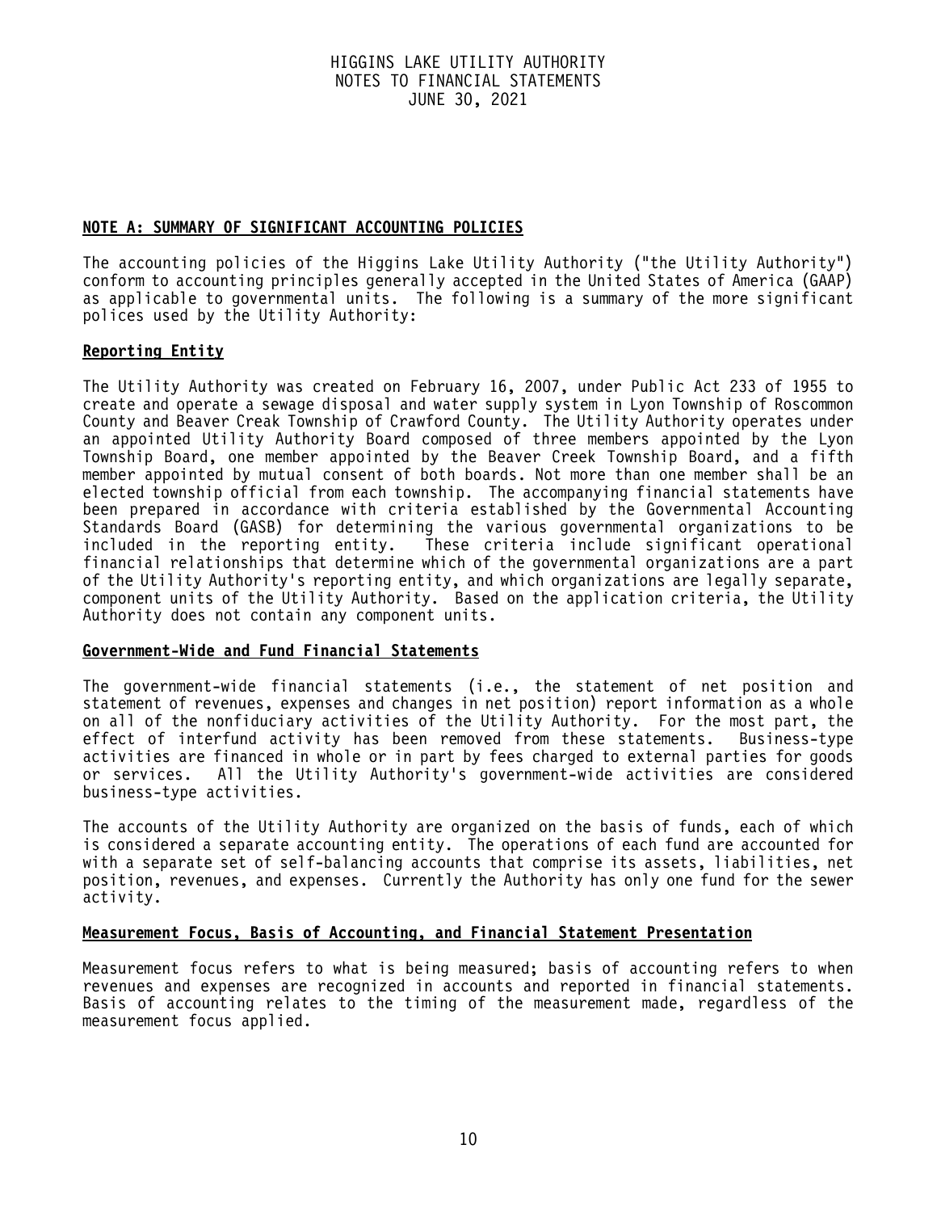HIGGINS LAKE UTILITY AUTHORITY
NOTES TO FINANCIAL STATEMENTS
JUNE 30, 2021

## NOTE A: SUMMARY OF SIGNIFICANT ACCOUNTING POLICIES

The accounting policies of the Higgins Lake Utility Authority ("the Utility Authority") conform to accounting principles generally accepted in the United States of America (GAAP) as applicable to governmental units. The following is a summary of the more significant polices used by the Utility Authority:

### Reporting Entity

The Utility Authority was created on February 16, 2007, under Public Act 233 of 1955 to create and operate a sewage disposal and water supply system in Lyon Township of Roscommon County and Beaver Creak Township of Crawford County. The Utility Authority operates under an appointed Utility Authority Board composed of three members appointed by the Lyon Township Board, one member appointed by the Beaver Creek Township Board, and a fifth member appointed by mutual consent of both boards. Not more than one member shall be an elected township official from each township. The accompanying financial statements have been prepared in accordance with criteria established by the Governmental Accounting Standards Board (GASB) for determining the various governmental organizations to be included in the reporting entity. These criteria include significant operational financial relationships that determine which of the governmental organizations are a part of the Utility Authority's reporting entity, and which organizations are legally separate, component units of the Utility Authority. Based on the application criteria, the Utility Authority does not contain any component units.

### Government-Wide and Fund Financial Statements

The government-wide financial statements (i.e., the statement of net position and statement of revenues, expenses and changes in net position) report information as a whole on all of the nonfiduciary activities of the Utility Authority. For the most part, the effect of interfund activity has been removed from these statements. Business-type activities are financed in whole or in part by fees charged to external parties for goods or services. All the Utility Authority's government-wide activities are considered business-type activities.

The accounts of the Utility Authority are organized on the basis of funds, each of which is considered a separate accounting entity. The operations of each fund are accounted for with a separate set of self-balancing accounts that comprise its assets, liabilities, net position, revenues, and expenses. Currently the Authority has only one fund for the sewer activity.

### Measurement Focus, Basis of Accounting, and Financial Statement Presentation

Measurement focus refers to what is being measured; basis of accounting refers to when revenues and expenses are recognized in accounts and reported in financial statements. Basis of accounting relates to the timing of the measurement made, regardless of the measurement focus applied.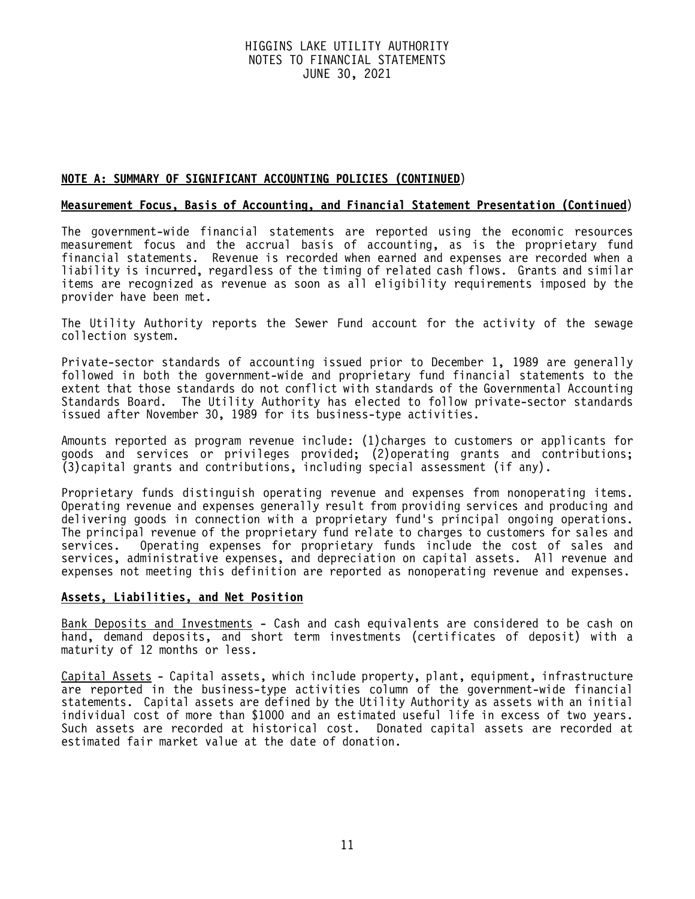## NOTE A: SUMMARY OF SIGNIFICANT ACCOUNTING POLICIES (CONTINUED)

### Measurement Focus, Basis of Accounting, and Financial Statement Presentation (Continued)

The government-wide financial statements are reported using the economic resources measurement focus and the accrual basis of accounting, as is the proprietary fund financial statements. Revenue is recorded when earned and expenses are recorded when a liability is incurred, regardless of the timing of related cash flows. Grants and similar items are recognized as revenue as soon as all eligibility requirements imposed by the provider have been met.

The Utility Authority reports the Sewer Fund account for the activity of the sewage collection system.

Private-sector standards of accounting issued prior to December 1, 1989 are generally followed in both the government-wide and proprietary fund financial statements to the extent that those standards do not conflict with standards of the Governmental Accounting Standards Board. The Utility Authority has elected to follow private-sector standards issued after November 30, 1989 for its business-type activities.

Amounts reported as program revenue include: (1)charges to customers or applicants for goods and services or privileges provided; (2)operating grants and contributions; (3)capital grants and contributions, including special assessment (if any).

Proprietary funds distinguish operating revenue and expenses from nonoperating items. Operating revenue and expenses generally result from providing services and producing and delivering goods in connection with a proprietary fund's principal ongoing operations. The principal revenue of the proprietary fund relate to charges to customers for sales and services. Operating expenses for proprietary funds include the cost of sales and services, administrative expenses, and depreciation on capital assets. All revenue and expenses not meeting this definition are reported as nonoperating revenue and expenses.

### Assets, Liabilities, and Net Position

Bank Deposits and Investments - Cash and cash equivalents are considered to be cash on hand, demand deposits, and short term investments (certificates of deposit) with a maturity of 12 months or less.

Capital Assets - Capital assets, which include property, plant, equipment, infrastructure are reported in the business-type activities column of the government-wide financial statements. Capital assets are defined by the Utility Authority as assets with an initial individual cost of more than $1000 and an estimated useful life in excess of two years. Such assets are recorded at historical cost. Donated capital assets are recorded at estimated fair market value at the date of donation.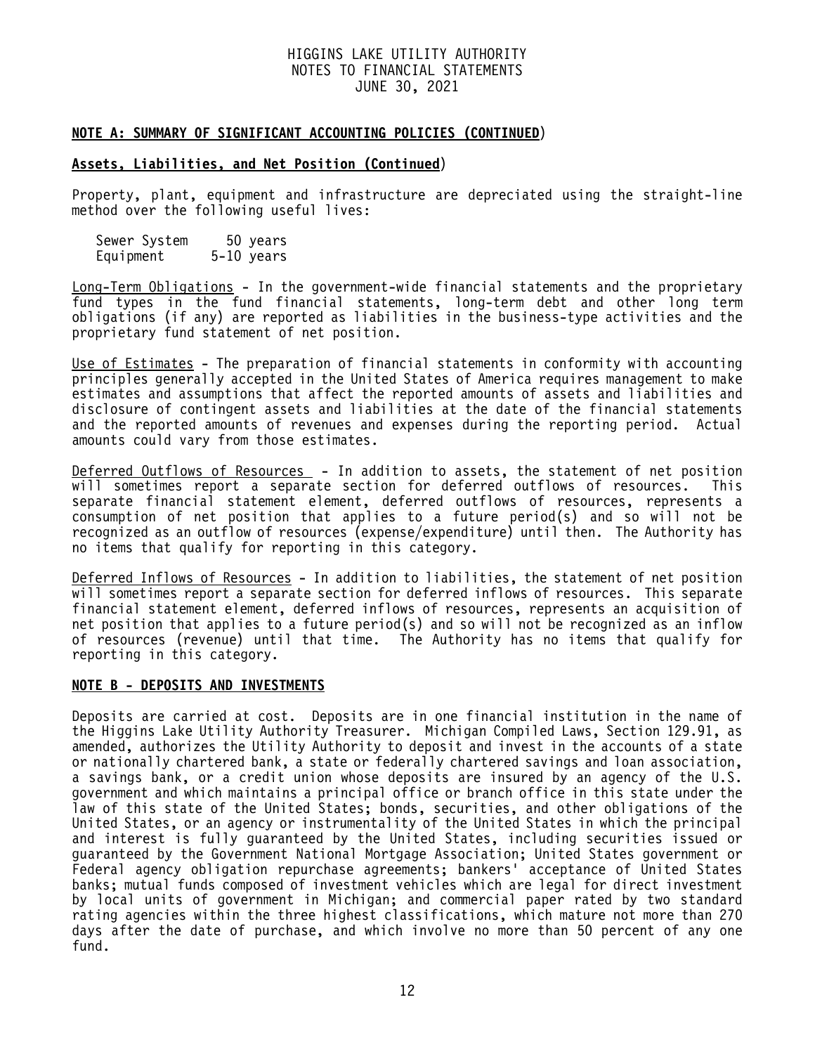## NOTE A: SUMMARY OF SIGNIFICANT ACCOUNTING POLICIES (CONTINUED)

### Assets, Liabilities, and Net Position (Continued)

Property, plant, equipment and infrastructure are depreciated using the straight-line method over the following useful lives:

| | |
|---|---|
| Sewer System | 50 years |
| Equipment | 5-10 years |

Long-Term Obligations - In the government-wide financial statements and the proprietary fund types in the fund financial statements, long-term debt and other long term obligations (if any) are reported as liabilities in the business-type activities and the proprietary fund statement of net position.

Use of Estimates - The preparation of financial statements in conformity with accounting principles generally accepted in the United States of America requires management to make estimates and assumptions that affect the reported amounts of assets and liabilities and disclosure of contingent assets and liabilities at the date of the financial statements and the reported amounts of revenues and expenses during the reporting period. Actual amounts could vary from those estimates.

Deferred Outflows of Resources - In addition to assets, the statement of net position will sometimes report a separate section for deferred outflows of resources. This separate financial statement element, deferred outflows of resources, represents a consumption of net position that applies to a future period(s) and so will not be recognized as an outflow of resources (expense/expenditure) until then. The Authority has no items that qualify for reporting in this category.

Deferred Inflows of Resources - In addition to liabilities, the statement of net position will sometimes report a separate section for deferred inflows of resources. This separate financial statement element, deferred inflows of resources, represents an acquisition of net position that applies to a future period(s) and so will not be recognized as an inflow of resources (revenue) until that time. The Authority has no items that qualify for reporting in this category.

## NOTE B - DEPOSITS AND INVESTMENTS

Deposits are carried at cost. Deposits are in one financial institution in the name of the Higgins Lake Utility Authority Treasurer. Michigan Compiled Laws, Section 129.91, as amended, authorizes the Utility Authority to deposit and invest in the accounts of a state or nationally chartered bank, a state or federally chartered savings and loan association, a savings bank, or a credit union whose deposits are insured by an agency of the U.S. government and which maintains a principal office or branch office in this state under the law of this state of the United States; bonds, securities, and other obligations of the United States, or an agency or instrumentality of the United States in which the principal and interest is fully guaranteed by the United States, including securities issued or guaranteed by the Government National Mortgage Association; United States government or Federal agency obligation repurchase agreements; bankers' acceptance of United States banks; mutual funds composed of investment vehicles which are legal for direct investment by local units of government in Michigan; and commercial paper rated by two standard rating agencies within the three highest classifications, which mature not more than 270 days after the date of purchase, and which involve no more than 50 percent of any one fund.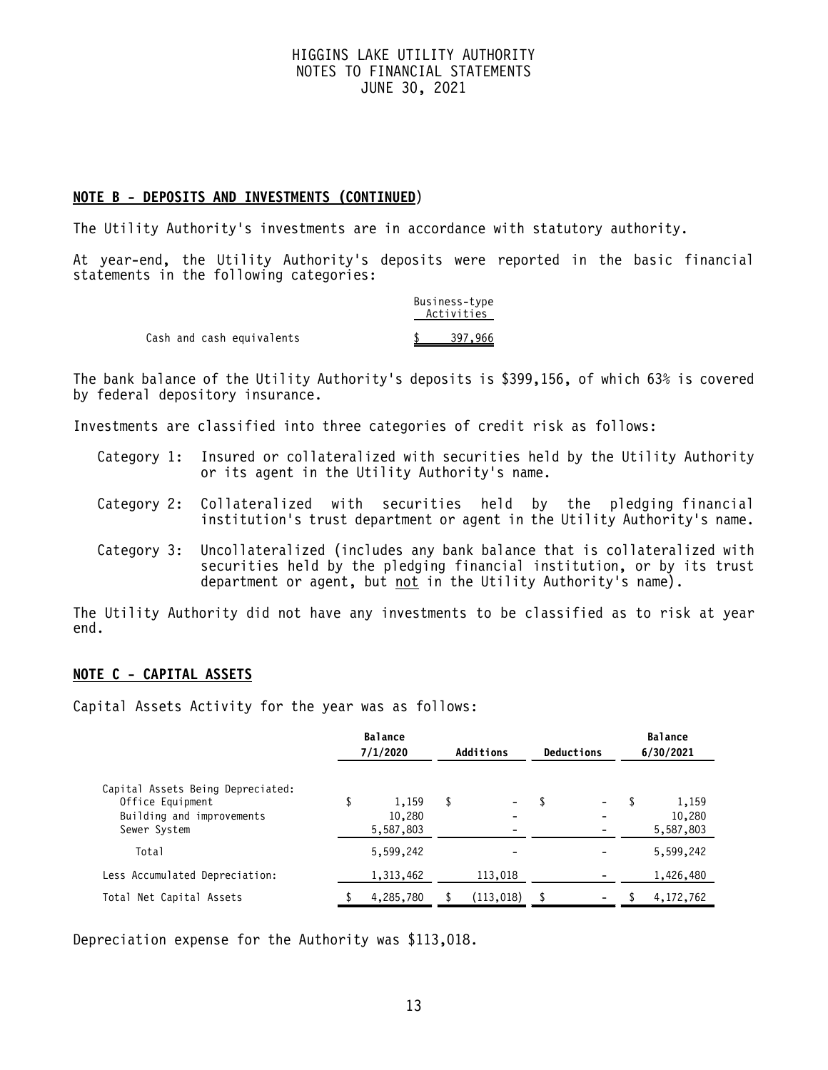**NOTE B - DEPOSITS AND INVESTMENTS (CONTINUED)**

The Utility Authority's investments are in accordance with statutory authority.

At year-end, the Utility Authority's deposits were reported in the basic financial statements in the following categories:

| | Business-type Activities |
|---|---|
| Cash and cash equivalents | $ 397,966 |

The bank balance of the Utility Authority's deposits is $399,156, of which 63% is covered by federal depository insurance.

Investments are classified into three categories of credit risk as follows:

Category 1: Insured or collateralized with securities held by the Utility Authority or its agent in the Utility Authority's name.

Category 2: Collateralized with securities held by the pledging financial institution's trust department or agent in the Utility Authority's name.

Category 3: Uncollateralized (includes any bank balance that is collateralized with securities held by the pledging financial institution, or by its trust department or agent, but not in the Utility Authority's name).

The Utility Authority did not have any investments to be classified as to risk at year end.

**NOTE C - CAPITAL ASSETS**

Capital Assets Activity for the year was as follows:

| | Balance 7/1/2020 | Additions | Deductions | Balance 6/30/2021 |
|---|---|---|---|---|
| Capital Assets Being Depreciated: | | | | |
| Office Equipment | $ 1,159 | $ - | $ - | $ 1,159 |
| Building and improvements | 10,280 | - | - | 10,280 |
| Sewer System | 5,587,803 | - | - | 5,587,803 |
| Total | 5,599,242 | - | - | 5,599,242 |
| Less Accumulated Depreciation: | 1,313,462 | 113,018 | - | 1,426,480 |
| Total Net Capital Assets | $ 4,285,780 | $ (113,018) | $ - | $ 4,172,762 |

Depreciation expense for the Authority was $113,018.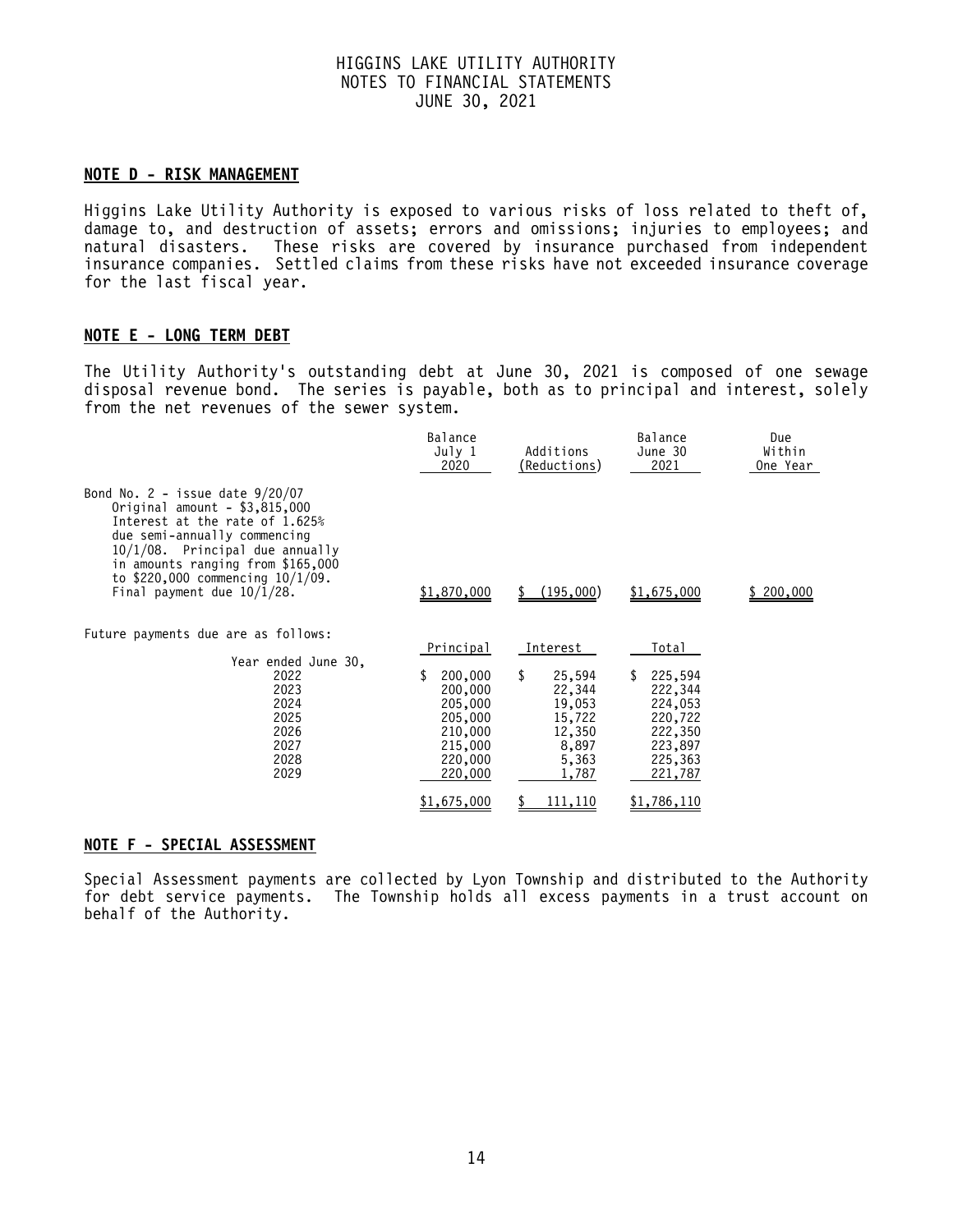HIGGINS LAKE UTILITY AUTHORITY
NOTES TO FINANCIAL STATEMENTS
JUNE 30, 2021

## NOTE D - RISK MANAGEMENT

Higgins Lake Utility Authority is exposed to various risks of loss related to theft of, damage to, and destruction of assets; errors and omissions; injuries to employees; and natural disasters. These risks are covered by insurance purchased from independent insurance companies. Settled claims from these risks have not exceeded insurance coverage for the last fiscal year.

## NOTE E - LONG TERM DEBT

The Utility Authority's outstanding debt at June 30, 2021 is composed of one sewage disposal revenue bond. The series is payable, both as to principal and interest, solely from the net revenues of the sewer system.

| | Balance July 1 2020 | Additions (Reductions) | Balance June 30 2021 | Due Within One Year |
|---|---|---|---|---|
| Bond No. 2 - issue date 9/20/07 Original amount - $3,815,000 Interest at the rate of 1.625% due semi-annually commencing 10/1/08. Principal due annually in amounts ranging from $165,000 to $220,000 commencing 10/1/09. Final payment due 10/1/28. | $1,870,000 | $ (195,000) | $1,675,000 | $ 200,000 |

Future payments due are as follows:

| Year ended June 30, | Principal | Interest | Total |
|---|---|---|---|
| 2022 | $ 200,000 | $ 25,594 | $ 225,594 |
| 2023 | 200,000 | 22,344 | 222,344 |
| 2024 | 205,000 | 19,053 | 224,053 |
| 2025 | 205,000 | 15,722 | 220,722 |
| 2026 | 210,000 | 12,350 | 222,350 |
| 2027 | 215,000 | 8,897 | 223,897 |
| 2028 | 220,000 | 5,363 | 225,363 |
| 2029 | 220,000 | 1,787 | 221,787 |
| | $1,675,000 | $ 111,110 | $1,786,110 |

## NOTE F - SPECIAL ASSESSMENT

Special Assessment payments are collected by Lyon Township and distributed to the Authority for debt service payments. The Township holds all excess payments in a trust account on behalf of the Authority.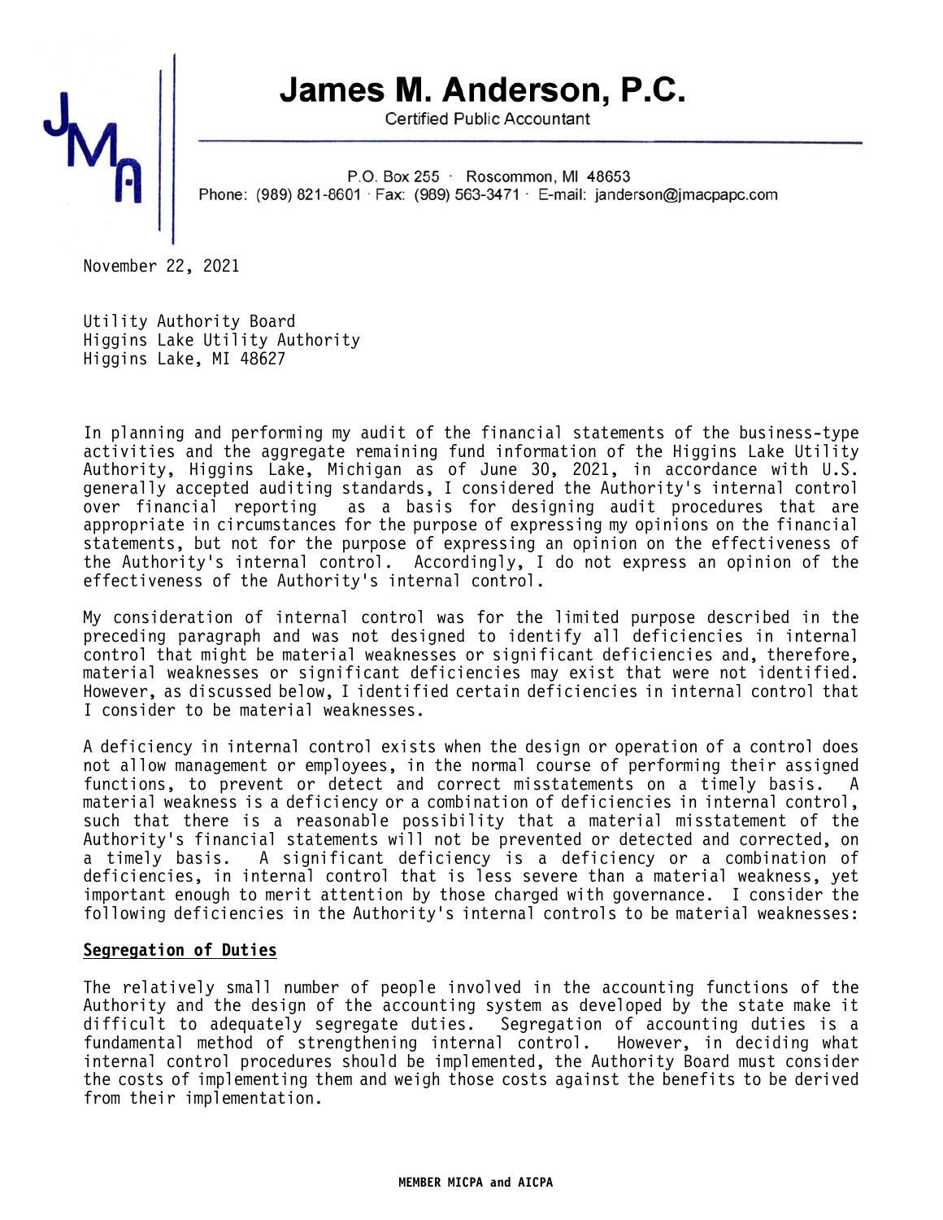# James M. Anderson, P.C.

Certified Public Accountant

P.O. Box 255 · Roscommon, MI 48653
Phone: (989) 821-8601 · Fax: (989) 563-3471 · E-mail: janderson@jmacpapc.com

November 22, 2021

Utility Authority Board
Higgins Lake Utility Authority
Higgins Lake, MI 48627

In planning and performing my audit of the financial statements of the business-type activities and the aggregate remaining fund information of the Higgins Lake Utility Authority, Higgins Lake, Michigan as of June 30, 2021, in accordance with U.S. generally accepted auditing standards, I considered the Authority's internal control over financial reporting as a basis for designing audit procedures that are appropriate in circumstances for the purpose of expressing my opinions on the financial statements, but not for the purpose of expressing an opinion on the effectiveness of the Authority's internal control. Accordingly, I do not express an opinion of the effectiveness of the Authority's internal control.

My consideration of internal control was for the limited purpose described in the preceding paragraph and was not designed to identify all deficiencies in internal control that might be material weaknesses or significant deficiencies and, therefore, material weaknesses or significant deficiencies may exist that were not identified. However, as discussed below, I identified certain deficiencies in internal control that I consider to be material weaknesses.

A deficiency in internal control exists when the design or operation of a control does not allow management or employees, in the normal course of performing their assigned functions, to prevent or detect and correct misstatements on a timely basis. A material weakness is a deficiency or a combination of deficiencies in internal control, such that there is a reasonable possibility that a material misstatement of the Authority's financial statements will not be prevented or detected and corrected, on a timely basis. A significant deficiency is a deficiency or a combination of deficiencies, in internal control that is less severe than a material weakness, yet important enough to merit attention by those charged with governance. I consider the following deficiencies in the Authority's internal controls to be material weaknesses:

**Segregation of Duties**

The relatively small number of people involved in the accounting functions of the Authority and the design of the accounting system as developed by the state make it difficult to adequately segregate duties. Segregation of accounting duties is a fundamental method of strengthening internal control. However, in deciding what internal control procedures should be implemented, the Authority Board must consider the costs of implementing them and weigh those costs against the benefits to be derived from their implementation.

**MEMBER MICPA and AICPA**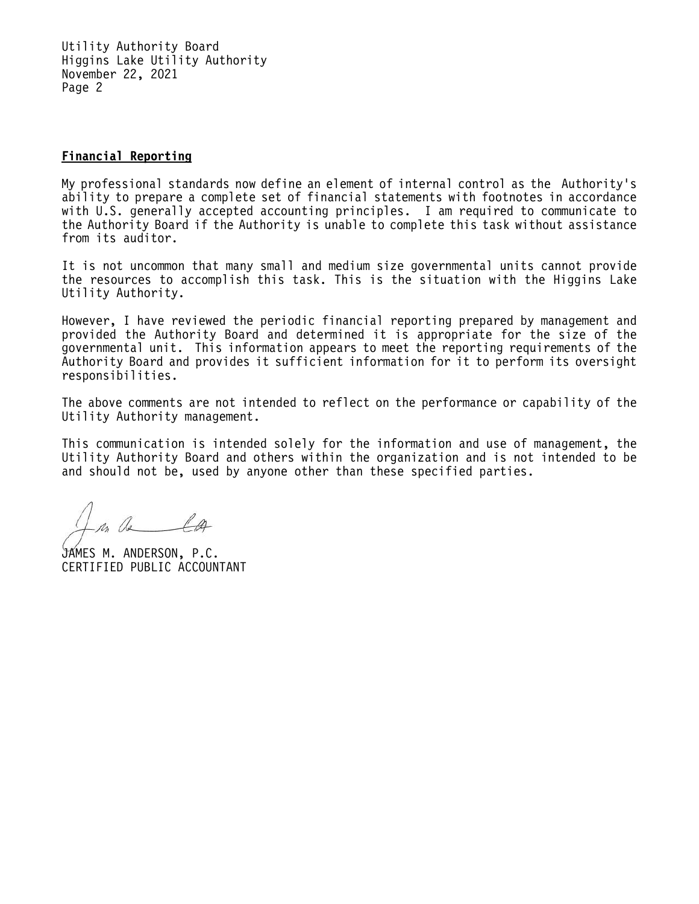Utility Authority Board
Higgins Lake Utility Authority
November 22, 2021
Page 2

## Financial Reporting

My professional standards now define an element of internal control as the Authority's ability to prepare a complete set of financial statements with footnotes in accordance with U.S. generally accepted accounting principles. I am required to communicate to the Authority Board if the Authority is unable to complete this task without assistance from its auditor.

It is not uncommon that many small and medium size governmental units cannot provide the resources to accomplish this task. This is the situation with the Higgins Lake Utility Authority.

However, I have reviewed the periodic financial reporting prepared by management and provided the Authority Board and determined it is appropriate for the size of the governmental unit. This information appears to meet the reporting requirements of the Authority Board and provides it sufficient information for it to perform its oversight responsibilities.

The above comments are not intended to reflect on the performance or capability of the Utility Authority management.

This communication is intended solely for the information and use of management, the Utility Authority Board and others within the organization and is not intended to be and should not be, used by anyone other than these specified parties.

JAMES M. ANDERSON, P.C.
CERTIFIED PUBLIC ACCOUNTANT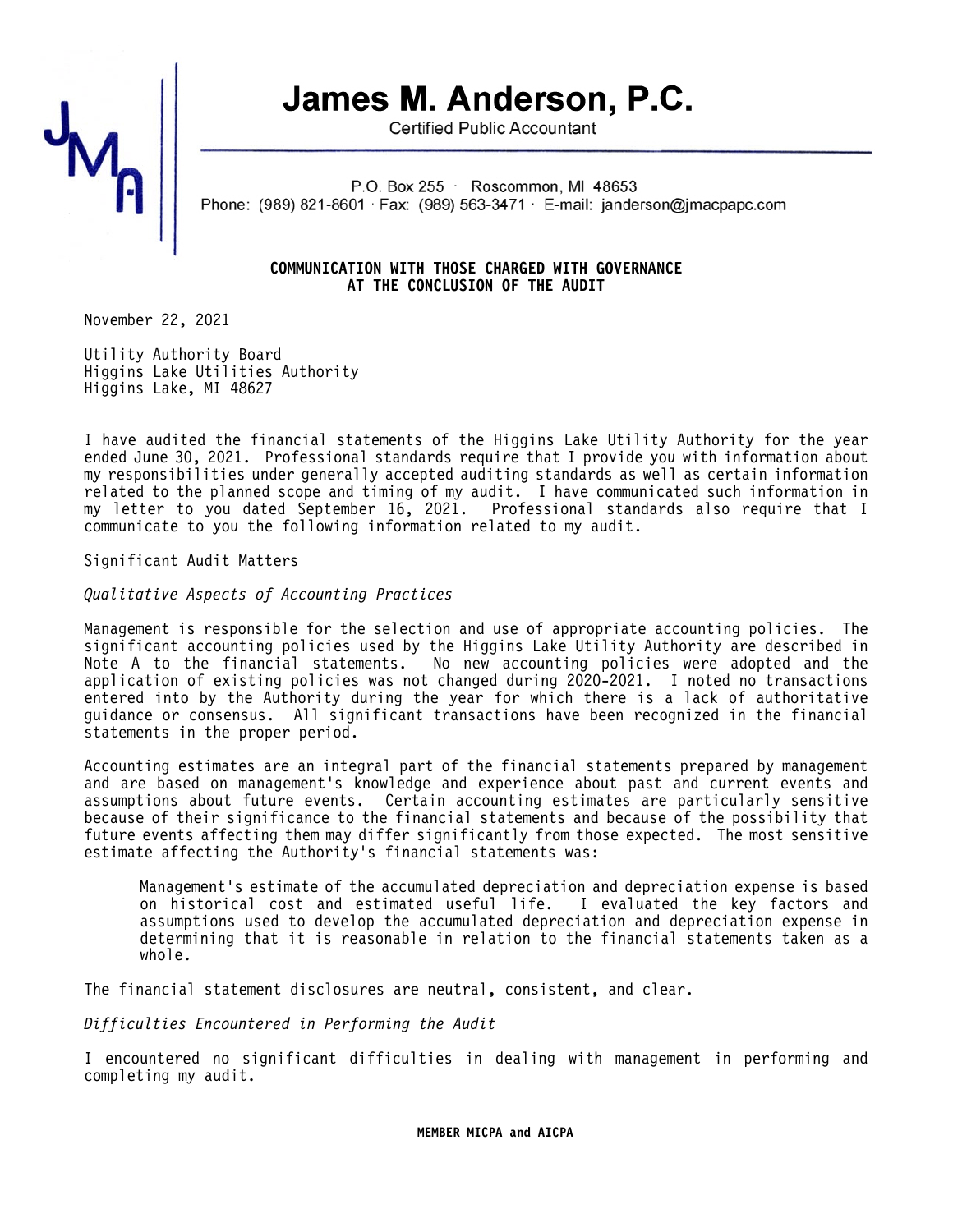# James M. Anderson, P.C.

Certified Public Accountant

P.O. Box 255 · Roscommon, MI 48653
Phone: (989) 821-8601 · Fax: (989) 563-3471 · E-mail: janderson@jmacpapc.com

**COMMUNICATION WITH THOSE CHARGED WITH GOVERNANCE AT THE CONCLUSION OF THE AUDIT**

November 22, 2021

Utility Authority Board
Higgins Lake Utilities Authority
Higgins Lake, MI 48627

I have audited the financial statements of the Higgins Lake Utility Authority for the year ended June 30, 2021. Professional standards require that I provide you with information about my responsibilities under generally accepted auditing standards as well as certain information related to the planned scope and timing of my audit. I have communicated such information in my letter to you dated September 16, 2021. Professional standards also require that I communicate to you the following information related to my audit.

<u>Significant Audit Matters</u>

*Qualitative Aspects of Accounting Practices*

Management is responsible for the selection and use of appropriate accounting policies. The significant accounting policies used by the Higgins Lake Utility Authority are described in Note A to the financial statements. No new accounting policies were adopted and the application of existing policies was not changed during 2020-2021. I noted no transactions entered into by the Authority during the year for which there is a lack of authoritative guidance or consensus. All significant transactions have been recognized in the financial statements in the proper period.

Accounting estimates are an integral part of the financial statements prepared by management and are based on management's knowledge and experience about past and current events and assumptions about future events. Certain accounting estimates are particularly sensitive because of their significance to the financial statements and because of the possibility that future events affecting them may differ significantly from those expected. The most sensitive estimate affecting the Authority's financial statements was:

> Management's estimate of the accumulated depreciation and depreciation expense is based on historical cost and estimated useful life. I evaluated the key factors and assumptions used to develop the accumulated depreciation and depreciation expense in determining that it is reasonable in relation to the financial statements taken as a whole.

The financial statement disclosures are neutral, consistent, and clear.

*Difficulties Encountered in Performing the Audit*

I encountered no significant difficulties in dealing with management in performing and completing my audit.

**MEMBER MICPA and AICPA**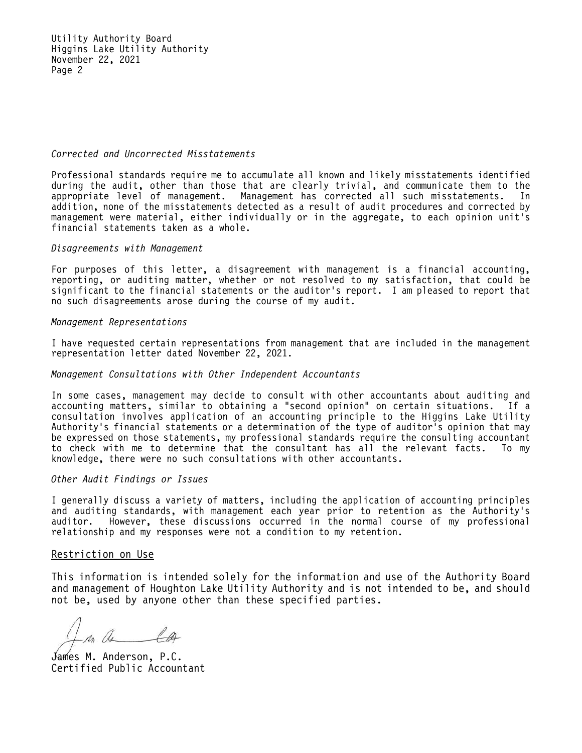Utility Authority Board
Higgins Lake Utility Authority
November 22, 2021
Page 2

*Corrected and Uncorrected Misstatements*

Professional standards require me to accumulate all known and likely misstatements identified during the audit, other than those that are clearly trivial, and communicate them to the appropriate level of management. Management has corrected all such misstatements. In addition, none of the misstatements detected as a result of audit procedures and corrected by management were material, either individually or in the aggregate, to each opinion unit's financial statements taken as a whole.

*Disagreements with Management*

For purposes of this letter, a disagreement with management is a financial accounting, reporting, or auditing matter, whether or not resolved to my satisfaction, that could be significant to the financial statements or the auditor's report. I am pleased to report that no such disagreements arose during the course of my audit.

*Management Representations*

I have requested certain representations from management that are included in the management representation letter dated November 22, 2021.

*Management Consultations with Other Independent Accountants*

In some cases, management may decide to consult with other accountants about auditing and accounting matters, similar to obtaining a "second opinion" on certain situations. If a consultation involves application of an accounting principle to the Higgins Lake Utility Authority's financial statements or a determination of the type of auditor's opinion that may be expressed on those statements, my professional standards require the consulting accountant to check with me to determine that the consultant has all the relevant facts. To my knowledge, there were no such consultations with other accountants.

*Other Audit Findings or Issues*

I generally discuss a variety of matters, including the application of accounting principles and auditing standards, with management each year prior to retention as the Authority's auditor. However, these discussions occurred in the normal course of my professional relationship and my responses were not a condition to my retention.

Restriction on Use

This information is intended solely for the information and use of the Authority Board and management of Houghton Lake Utility Authority and is not intended to be, and should not be, used by anyone other than these specified parties.

James M. Anderson, P.C.
Certified Public Accountant